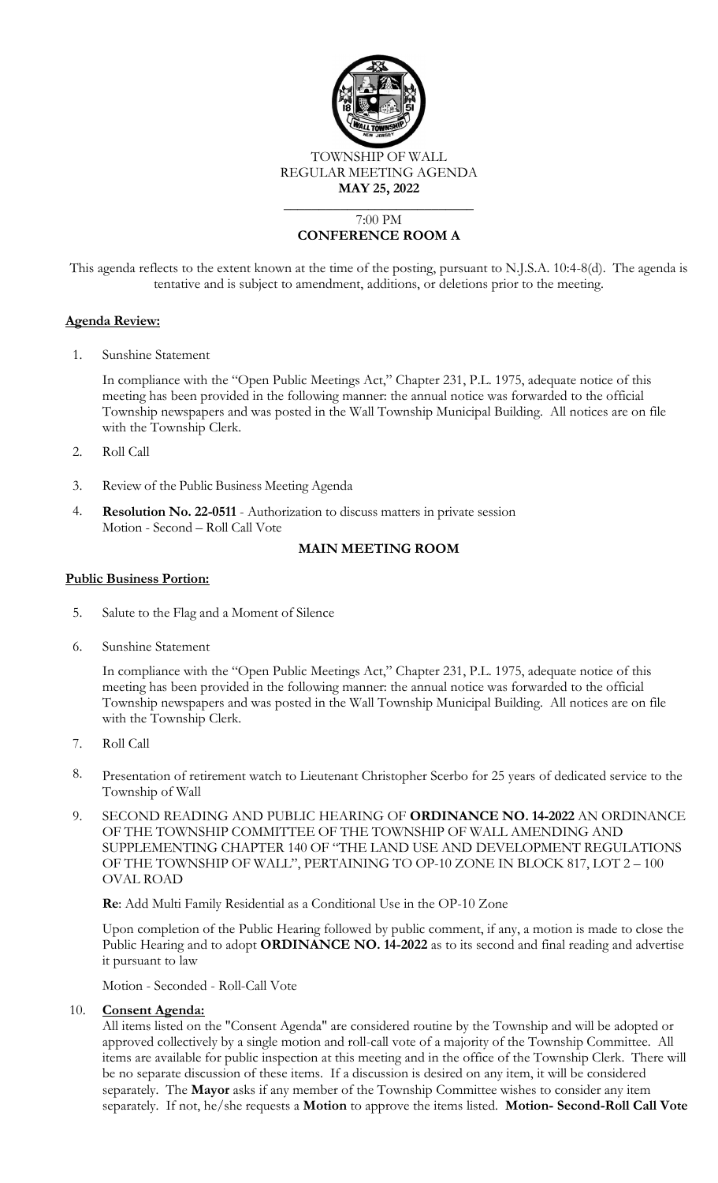TOWNSHIP OF WALL
REGULAR MEETING AGENDA
**MAY 25, 2022**

7:00 PM
**CONFERENCE ROOM A**

This agenda reflects to the extent known at the time of the posting, pursuant to N.J.S.A. 10:4-8(d). The agenda is tentative and is subject to amendment, additions, or deletions prior to the meeting.

## Agenda Review:

1. Sunshine Statement

   In compliance with the "Open Public Meetings Act," Chapter 231, P.L. 1975, adequate notice of this meeting has been provided in the following manner: the annual notice was forwarded to the official Township newspapers and was posted in the Wall Township Municipal Building. All notices are on file with the Township Clerk.

2. Roll Call

3. Review of the Public Business Meeting Agenda

4. **Resolution No. 22-0511** - Authorization to discuss matters in private session
   Motion - Second – Roll Call Vote

**MAIN MEETING ROOM**

## Public Business Portion:

5. Salute to the Flag and a Moment of Silence

6. Sunshine Statement

   In compliance with the "Open Public Meetings Act," Chapter 231, P.L. 1975, adequate notice of this meeting has been provided in the following manner: the annual notice was forwarded to the official Township newspapers and was posted in the Wall Township Municipal Building. All notices are on file with the Township Clerk.

7. Roll Call

8. Presentation of retirement watch to Lieutenant Christopher Scerbo for 25 years of dedicated service to the Township of Wall

9. SECOND READING AND PUBLIC HEARING OF **ORDINANCE NO. 14-2022** AN ORDINANCE OF THE TOWNSHIP COMMITTEE OF THE TOWNSHIP OF WALL AMENDING AND SUPPLEMENTING CHAPTER 140 OF "THE LAND USE AND DEVELOPMENT REGULATIONS OF THE TOWNSHIP OF WALL", PERTAINING TO OP-10 ZONE IN BLOCK 817, LOT 2 – 100 OVAL ROAD

   **Re**: Add Multi Family Residential as a Conditional Use in the OP-10 Zone

   Upon completion of the Public Hearing followed by public comment, if any, a motion is made to close the Public Hearing and to adopt **ORDINANCE NO. 14-2022** as to its second and final reading and advertise it pursuant to law

   Motion - Seconded - Roll-Call Vote

10. **Consent Agenda:**
    All items listed on the "Consent Agenda" are considered routine by the Township and will be adopted or approved collectively by a single motion and roll-call vote of a majority of the Township Committee. All items are available for public inspection at this meeting and in the office of the Township Clerk. There will be no separate discussion of these items. If a discussion is desired on any item, it will be considered separately. The **Mayor** asks if any member of the Township Committee wishes to consider any item separately. If not, he/she requests a **Motion** to approve the items listed. **Motion- Second-Roll Call Vote**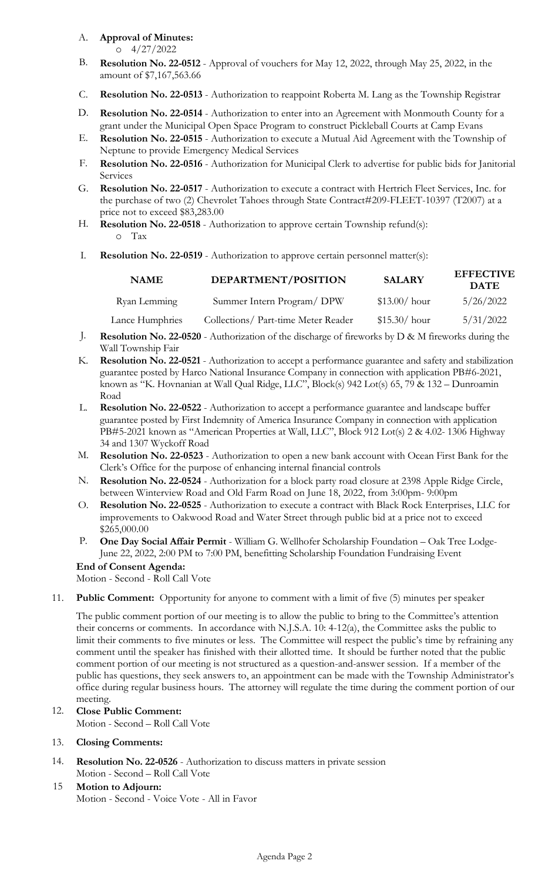A. **Approval of Minutes:**
   - 4/27/2022

B. **Resolution No. 22-0512** - Approval of vouchers for May 12, 2022, through May 25, 2022, in the amount of $7,167,563.66

C. **Resolution No. 22-0513** - Authorization to reappoint Roberta M. Lang as the Township Registrar

D. **Resolution No. 22-0514** - Authorization to enter into an Agreement with Monmouth County for a grant under the Municipal Open Space Program to construct Pickleball Courts at Camp Evans

E. **Resolution No. 22-0515** - Authorization to execute a Mutual Aid Agreement with the Township of Neptune to provide Emergency Medical Services

F. **Resolution No. 22-0516** - Authorization for Municipal Clerk to advertise for public bids for Janitorial Services

G. **Resolution No. 22-0517** - Authorization to execute a contract with Hertrich Fleet Services, Inc. for the purchase of two (2) Chevrolet Tahoes through State Contract#209-FLEET-10397 (T2007) at a price not to exceed $83,283.00

H. **Resolution No. 22-0518** - Authorization to approve certain Township refund(s):
   - Tax

I. **Resolution No. 22-0519** - Authorization to approve certain personnel matter(s):

| NAME | DEPARTMENT/POSITION | SALARY | EFFECTIVE DATE |
|---|---|---|---|
| Ryan Lemming | Summer Intern Program/ DPW | $13.00/ hour | 5/26/2022 |
| Lance Humphries | Collections/ Part-time Meter Reader | $15.30/ hour | 5/31/2022 |

J. **Resolution No. 22-0520** - Authorization of the discharge of fireworks by D & M fireworks during the Wall Township Fair

K. **Resolution No. 22-0521** - Authorization to accept a performance guarantee and safety and stabilization guarantee posted by Harco National Insurance Company in connection with application PB#6-2021, known as "K. Hovnanian at Wall Qual Ridge, LLC", Block(s) 942 Lot(s) 65, 79 & 132 – Dunroamin Road

L. **Resolution No. 22-0522** - Authorization to accept a performance guarantee and landscape buffer guarantee posted by First Indemnity of America Insurance Company in connection with application PB#5-2021 known as "American Properties at Wall, LLC", Block 912 Lot(s) 2 & 4.02- 1306 Highway 34 and 1307 Wyckoff Road

M. **Resolution No. 22-0523** - Authorization to open a new bank account with Ocean First Bank for the Clerk's Office for the purpose of enhancing internal financial controls

N. **Resolution No. 22-0524** - Authorization for a block party road closure at 2398 Apple Ridge Circle, between Winterview Road and Old Farm Road on June 18, 2022, from 3:00pm- 9:00pm

O. **Resolution No. 22-0525** - Authorization to execute a contract with Black Rock Enterprises, LLC for improvements to Oakwood Road and Water Street through public bid at a price not to exceed $265,000.00

P. **One Day Social Affair Permit** - William G. Wellhofer Scholarship Foundation – Oak Tree Lodge- June 22, 2022, 2:00 PM to 7:00 PM, benefitting Scholarship Foundation Fundraising Event

**End of Consent Agenda:**
Motion - Second - Roll Call Vote

11. **Public Comment:** Opportunity for anyone to comment with a limit of five (5) minutes per speaker

    The public comment portion of our meeting is to allow the public to bring to the Committee's attention their concerns or comments. In accordance with N.J.S.A. 10: 4-12(a), the Committee asks the public to limit their comments to five minutes or less. The Committee will respect the public's time by refraining any comment until the speaker has finished with their allotted time. It should be further noted that the public comment portion of our meeting is not structured as a question-and-answer session. If a member of the public has questions, they seek answers to, an appointment can be made with the Township Administrator's office during regular business hours. The attorney will regulate the time during the comment portion of our meeting.

12. **Close Public Comment:**
    Motion - Second – Roll Call Vote

13. **Closing Comments:**

14. **Resolution No. 22-0526** - Authorization to discuss matters in private session
    Motion - Second – Roll Call Vote

15. **Motion to Adjourn:**
    Motion - Second - Voice Vote - All in Favor